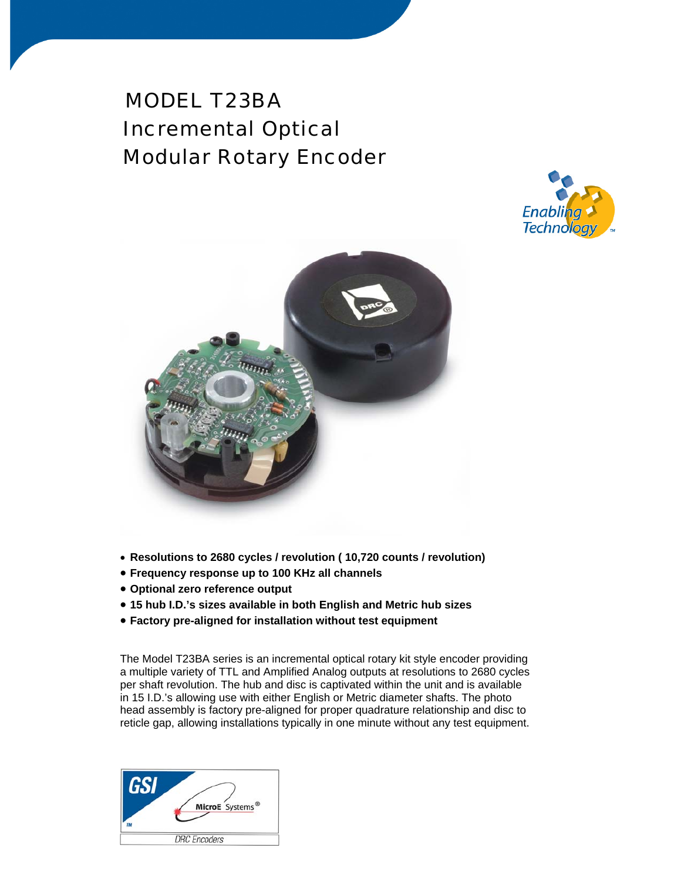# MODEL T23BA
# Incremental Optical Modular Rotary Encoder

Enabling Technology™

- **Resolutions to 2680 cycles / revolution ( 10,720 counts / revolution)**
- **Frequency response up to 100 KHz all channels**
- **Optional zero reference output**
- **15 hub I.D.'s sizes available in both English and Metric hub sizes**
- **Factory pre-aligned for installation without test equipment**

The Model T23BA series is an incremental optical rotary kit style encoder providing a multiple variety of TTL and Amplified Analog outputs at resolutions to 2680 cycles per shaft revolution. The hub and disc is captivated within the unit and is available in 15 I.D.'s allowing use with either English or Metric diameter shafts. The photo head assembly is factory pre-aligned for proper quadrature relationship and disc to reticle gap, allowing installations typically in one minute without any test equipment.

GSI™ MicroE Systems®

DRC Encoders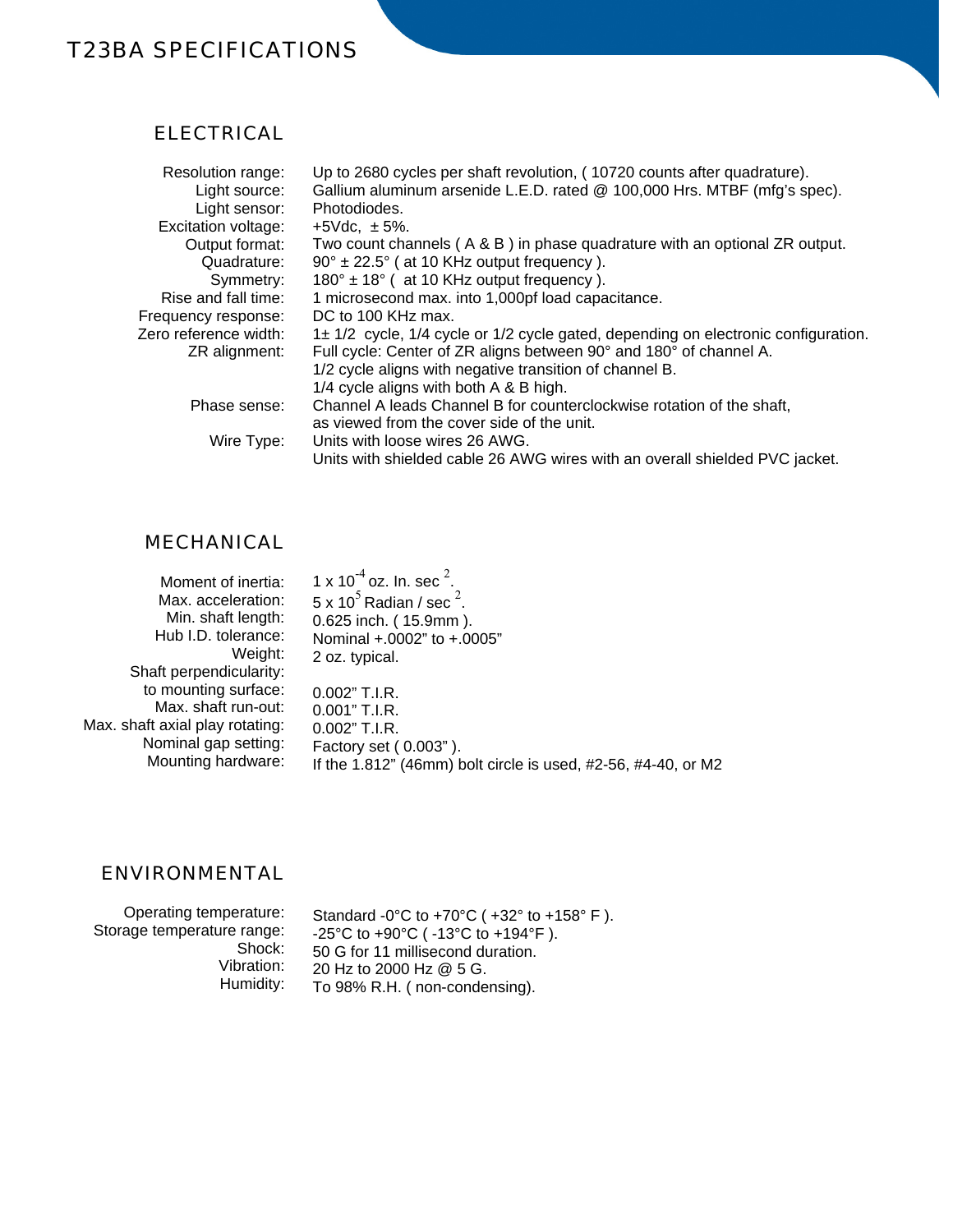# T23BA SPECIFICATIONS

## ELECTRICAL

| | |
|---|---|
| Resolution range: | Up to 2680 cycles per shaft revolution, ( 10720 counts after quadrature). |
| Light source: | Gallium aluminum arsenide L.E.D. rated @ 100,000 Hrs. MTBF (mfg's spec). |
| Light sensor: | Photodiodes. |
| Excitation voltage: | +5Vdc, ± 5%. |
| Output format: | Two count channels ( A & B ) in phase quadrature with an optional ZR output. |
| Quadrature: | 90° ± 22.5° ( at 10 KHz output frequency ). |
| Symmetry: | 180° ± 18° ( at 10 KHz output frequency ). |
| Rise and fall time: | 1 microsecond max. into 1,000pf load capacitance. |
| Frequency response: | DC to 100 KHz max. |
| Zero reference width: | 1± 1/2 cycle, 1/4 cycle or 1/2 cycle gated, depending on electronic configuration. |
| ZR alignment: | Full cycle: Center of ZR aligns between 90° and 180° of channel A.<br>1/2 cycle aligns with negative transition of channel B.<br>1/4 cycle aligns with both A & B high. |
| Phase sense: | Channel A leads Channel B for counterclockwise rotation of the shaft, as viewed from the cover side of the unit. |
| Wire Type: | Units with loose wires 26 AWG.<br>Units with shielded cable 26 AWG wires with an overall shielded PVC jacket. |

## MECHANICAL

| | |
|---|---|
| Moment of inertia: | $1 \times 10^{-4}$ oz. In. sec $^{2}$. |
| Max. acceleration: | $5 \times 10^{5}$ Radian / sec $^{2}$. |
| Min. shaft length: | 0.625 inch. ( 15.9mm ). |
| Hub I.D. tolerance: | Nominal +.0002" to +.0005" |
| Weight: | 2 oz. typical. |
| Shaft perpendicularity: to mounting surface: | 0.002" T.I.R. |
| Max. shaft run-out: | 0.001" T.I.R. |
| Max. shaft axial play rotating: | 0.002" T.I.R. |
| Nominal gap setting: | Factory set ( 0.003" ). |
| Mounting hardware: | If the 1.812" (46mm) bolt circle is used, #2-56, #4-40, or M2 |

## ENVIRONMENTAL

| | |
|---|---|
| Operating temperature: | Standard -0°C to +70°C ( +32° to +158° F ). |
| Storage temperature range: | -25°C to +90°C ( -13°C to +194°F ). |
| Shock: | 50 G for 11 millisecond duration. |
| Vibration: | 20 Hz to 2000 Hz @ 5 G. |
| Humidity: | To 98% R.H. ( non-condensing). |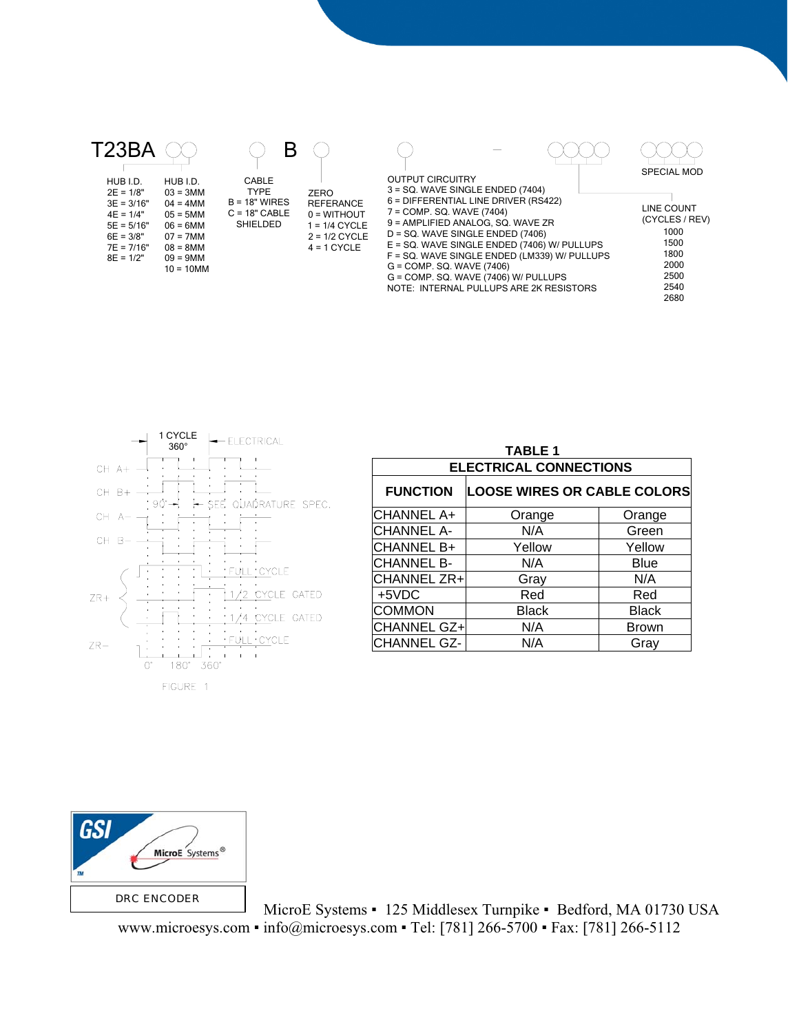T23BA ◯◯ ◯ B ◯ ◯ – ◯◯◯◯ ◯◯◯◯

**HUB I.D.**
2E = 1/8"
3E = 3/16"
4E = 1/4"
5E = 5/16"
6E = 3/8"
7E = 7/16"
8E = 1/2"

**HUB I.D.**
03 = 3MM
04 = 4MM
05 = 5MM
06 = 6MM
07 = 7MM
08 = 8MM
09 = 9MM
10 = 10MM

**CABLE TYPE**
B = 18" WIRES
C = 18" CABLE SHIELDED

**ZERO REFERANCE**
0 = WITHOUT
1 = 1/4 CYCLE
2 = 1/2 CYCLE
4 = 1 CYCLE

**OUTPUT CIRCUITRY**
3 = SQ. WAVE SINGLE ENDED (7404)
6 = DIFFERENTIAL LINE DRIVER (RS422)
7 = COMP. SQ. WAVE (7404)
9 = AMPLIFIED ANALOG, SQ. WAVE ZR
D = SQ. WAVE SINGLE ENDED (7406)
E = SQ. WAVE SINGLE ENDED (7406) W/ PULLUPS
F = SQ. WAVE SINGLE ENDED (LM339) W/ PULLUPS
G = COMP. SQ. WAVE (7406)
G = COMP. SQ. WAVE (7406) W/ PULLUPS
NOTE: INTERNAL PULLUPS ARE 2K RESISTORS

**SPECIAL MOD**

**LINE COUNT (CYCLES / REV)**
1000
1500
1800
2000
2500
2540
2680

1 CYCLE 360° ELECTRICAL

CH A+
CH B+
90° SEE QUADRATURE SPEC.
CH A−
CH B−
ZR+ FULL CYCLE
1/2 CYCLE GATED
1/4 CYCLE GATED
ZR− FULL CYCLE
0° 180° 360°

FIGURE 1

**TABLE 1**

| ELECTRICAL CONNECTIONS | | |
|---|---|---|
| **FUNCTION** | **LOOSE WIRES OR CABLE COLORS** | |
| CHANNEL A+ | Orange | Orange |
| CHANNEL A- | N/A | Green |
| CHANNEL B+ | Yellow | Yellow |
| CHANNEL B- | N/A | Blue |
| CHANNEL ZR+ | Gray | N/A |
| +5VDC | Red | Red |
| COMMON | Black | Black |
| CHANNEL GZ+ | N/A | Brown |
| CHANNEL GZ- | N/A | Gray |

GSI MicroE Systems®

DRC ENCODER

MicroE Systems ▪ 125 Middlesex Turnpike ▪ Bedford, MA 01730 USA
www.microesys.com ▪ info@microesys.com ▪ Tel: [781] 266-5700 ▪ Fax: [781] 266-5112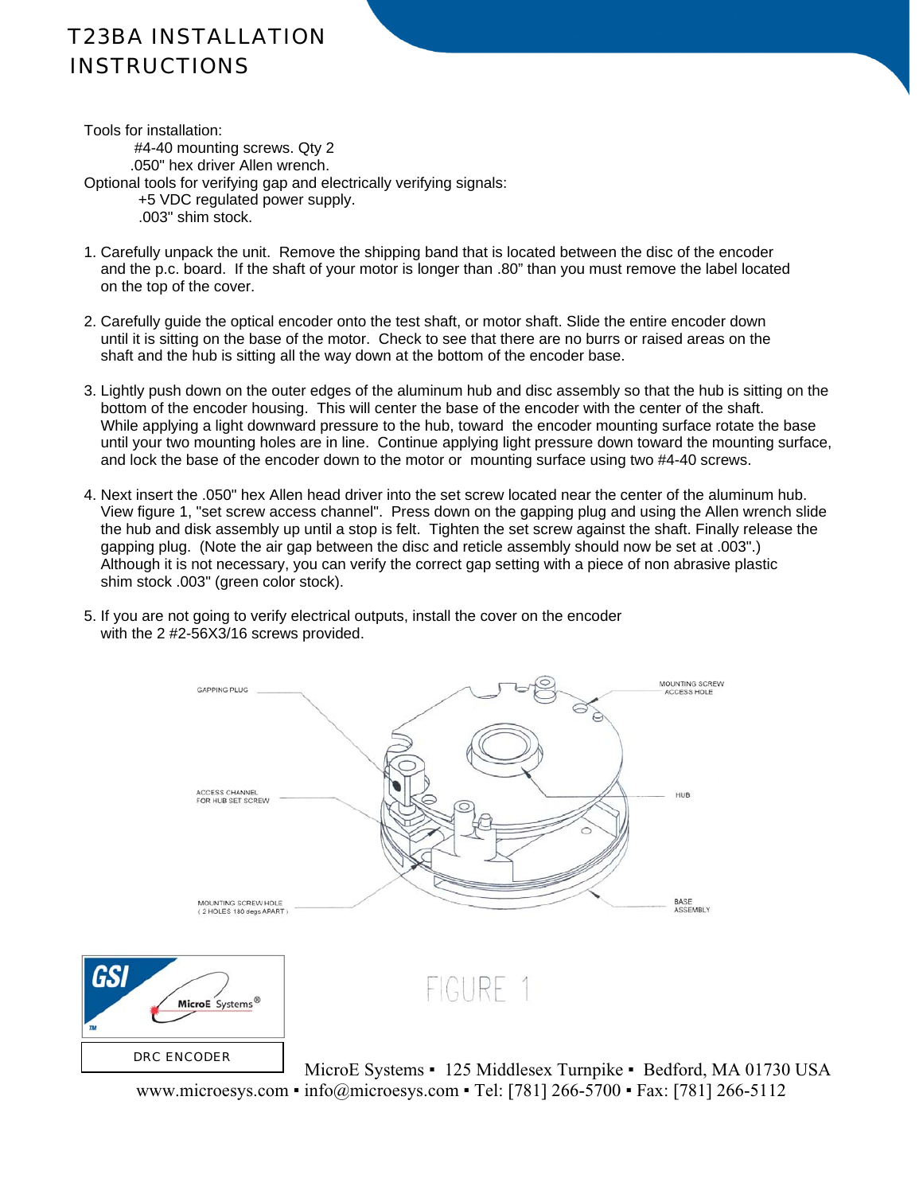# T23BA INSTALLATION INSTRUCTIONS

Tools for installation:

#4-40 mounting screws. Qty 2

.050" hex driver Allen wrench.

Optional tools for verifying gap and electrically verifying signals:

+5 VDC regulated power supply.

.003" shim stock.

1. Carefully unpack the unit. Remove the shipping band that is located between the disc of the encoder and the p.c. board. If the shaft of your motor is longer than .80" than you must remove the label located on the top of the cover.

2. Carefully guide the optical encoder onto the test shaft, or motor shaft. Slide the entire encoder down until it is sitting on the base of the motor. Check to see that there are no burrs or raised areas on the shaft and the hub is sitting all the way down at the bottom of the encoder base.

3. Lightly push down on the outer edges of the aluminum hub and disc assembly so that the hub is sitting on the bottom of the encoder housing. This will center the base of the encoder with the center of the shaft. While applying a light downward pressure to the hub, toward the encoder mounting surface rotate the base until your two mounting holes are in line. Continue applying light pressure down toward the mounting surface, and lock the base of the encoder down to the motor or mounting surface using two #4-40 screws.

4. Next insert the .050" hex Allen head driver into the set screw located near the center of the aluminum hub. View figure 1, "set screw access channel". Press down on the gapping plug and using the Allen wrench slide the hub and disk assembly up until a stop is felt. Tighten the set screw against the shaft. Finally release the gapping plug. (Note the air gap between the disc and reticle assembly should now be set at .003".) Although it is not necessary, you can verify the correct gap setting with a piece of non abrasive plastic shim stock .003" (green color stock).

5. If you are not going to verify electrical outputs, install the cover on the encoder with the 2 #2-56X3/16 screws provided.

GAPPING PLUG

MOUNTING SCREW ACCESS HOLE

ACCESS CHANNEL FOR HUB SET SCREW

HUB

MOUNTING SCREW HOLE ( 2 HOLES 180 degs APART )

BASE ASSEMBLY

FIGURE 1

GSI MicroE Systems®

DRC ENCODER

MicroE Systems ▪ 125 Middlesex Turnpike ▪ Bedford, MA 01730 USA
www.microesys.com ▪ info@microesys.com ▪ Tel: [781] 266-5700 ▪ Fax: [781] 266-5112